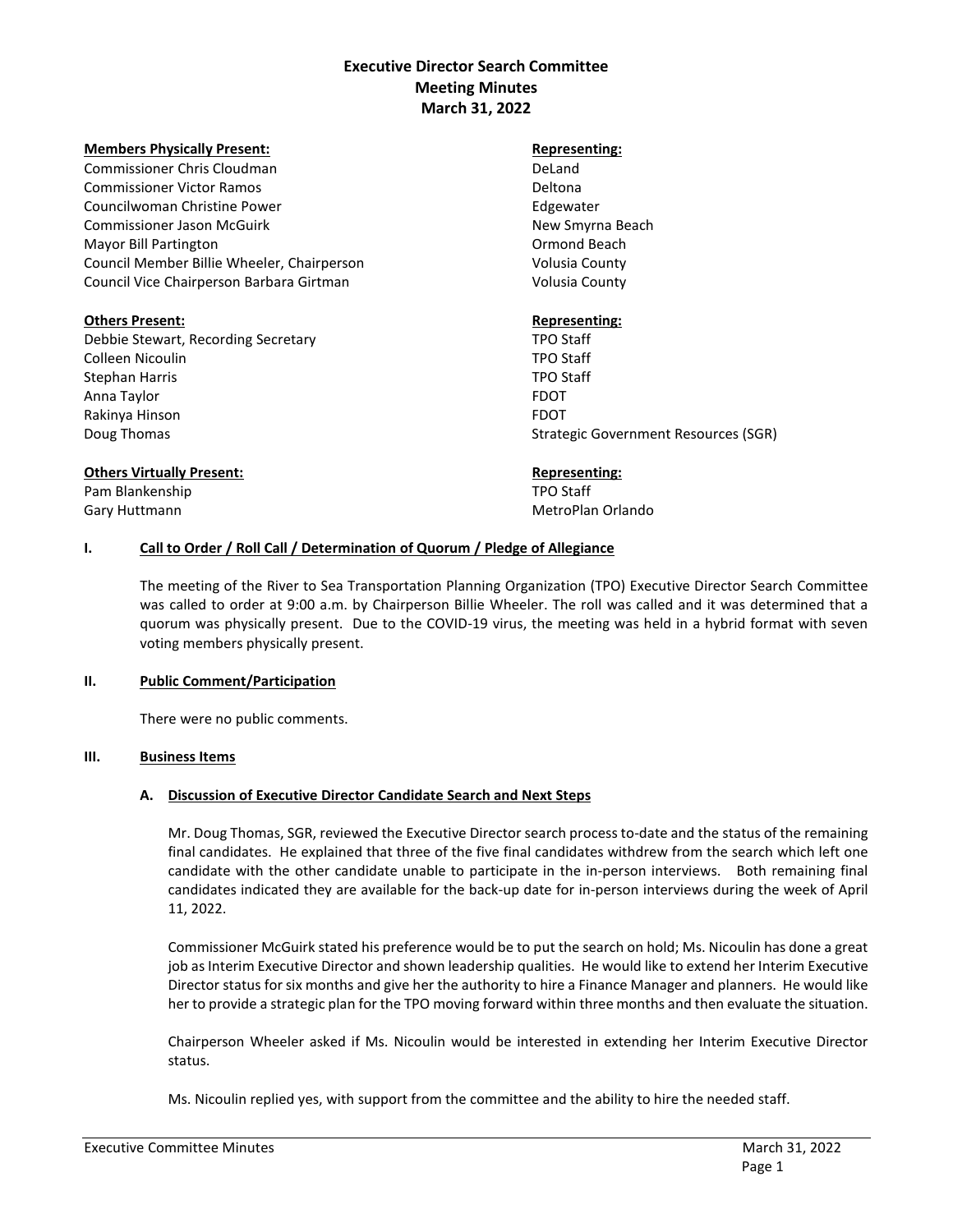# Executive Director Search Committee
## Meeting Minutes
## March 31, 2022

| **Members Physically Present:** | **Representing:** |
|---|---|
| Commissioner Chris Cloudman | DeLand |
| Commissioner Victor Ramos | Deltona |
| Councilwoman Christine Power | Edgewater |
| Commissioner Jason McGuirk | New Smyrna Beach |
| Mayor Bill Partington | Ormond Beach |
| Council Member Billie Wheeler, Chairperson | Volusia County |
| Council Vice Chairperson Barbara Girtman | Volusia County |

| **Others Present:** | **Representing:** |
|---|---|
| Debbie Stewart, Recording Secretary | TPO Staff |
| Colleen Nicoulin | TPO Staff |
| Stephan Harris | TPO Staff |
| Anna Taylor | FDOT |
| Rakinya Hinson | FDOT |
| Doug Thomas | Strategic Government Resources (SGR) |

| **Others Virtually Present:** | **Representing:** |
|---|---|
| Pam Blankenship | TPO Staff |
| Gary Huttmann | MetroPlan Orlando |

## I. Call to Order / Roll Call / Determination of Quorum / Pledge of Allegiance

The meeting of the River to Sea Transportation Planning Organization (TPO) Executive Director Search Committee was called to order at 9:00 a.m. by Chairperson Billie Wheeler. The roll was called and it was determined that a quorum was physically present. Due to the COVID-19 virus, the meeting was held in a hybrid format with seven voting members physically present.

## II. Public Comment/Participation

There were no public comments.

## III. Business Items

### A. Discussion of Executive Director Candidate Search and Next Steps

Mr. Doug Thomas, SGR, reviewed the Executive Director search process to-date and the status of the remaining final candidates. He explained that three of the five final candidates withdrew from the search which left one candidate with the other candidate unable to participate in the in-person interviews. Both remaining final candidates indicated they are available for the back-up date for in-person interviews during the week of April 11, 2022.

Commissioner McGuirk stated his preference would be to put the search on hold; Ms. Nicoulin has done a great job as Interim Executive Director and shown leadership qualities. He would like to extend her Interim Executive Director status for six months and give her the authority to hire a Finance Manager and planners. He would like her to provide a strategic plan for the TPO moving forward within three months and then evaluate the situation.

Chairperson Wheeler asked if Ms. Nicoulin would be interested in extending her Interim Executive Director status.

Ms. Nicoulin replied yes, with support from the committee and the ability to hire the needed staff.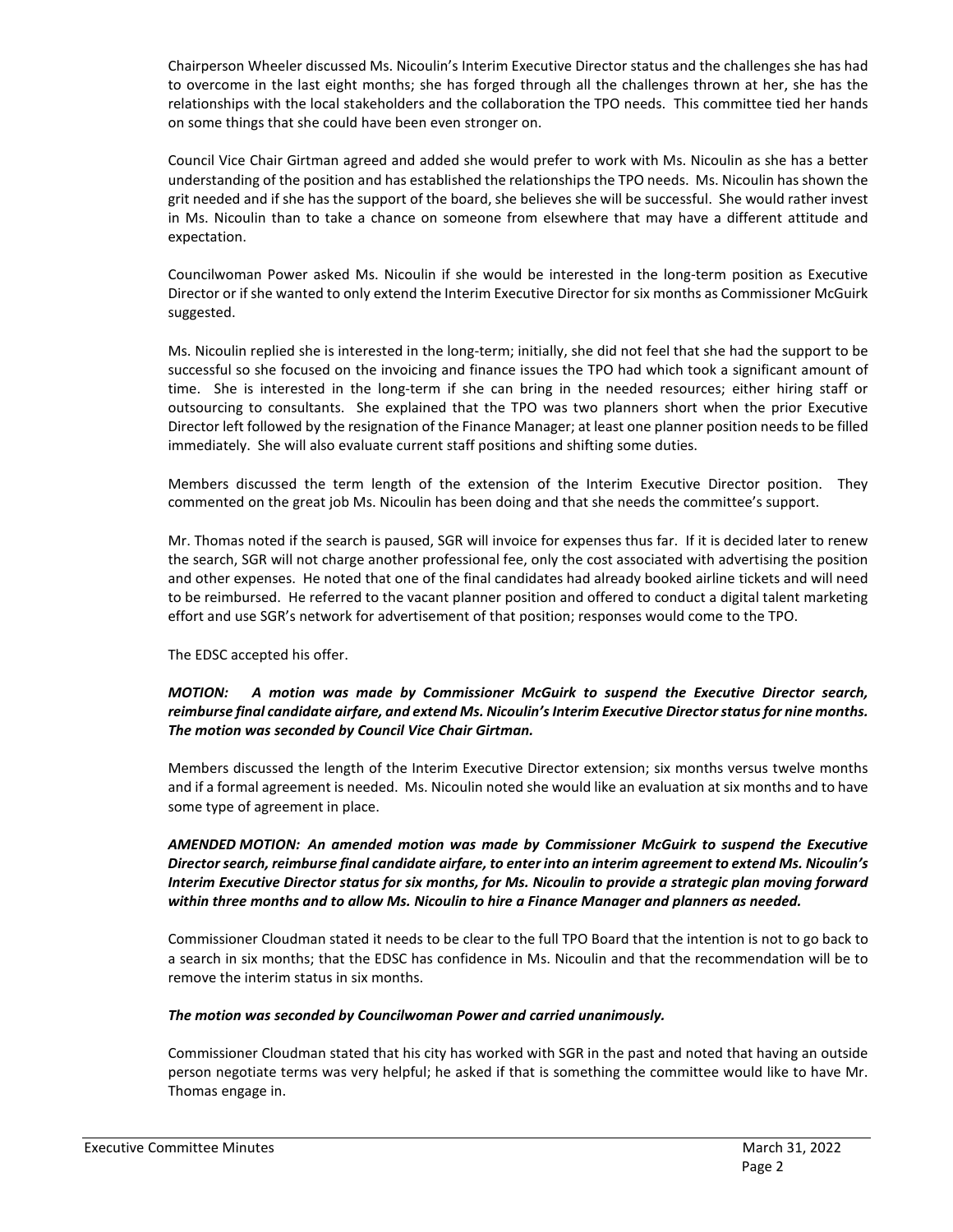Chairperson Wheeler discussed Ms. Nicoulin's Interim Executive Director status and the challenges she has had to overcome in the last eight months; she has forged through all the challenges thrown at her, she has the relationships with the local stakeholders and the collaboration the TPO needs. This committee tied her hands on some things that she could have been even stronger on.

Council Vice Chair Girtman agreed and added she would prefer to work with Ms. Nicoulin as she has a better understanding of the position and has established the relationships the TPO needs. Ms. Nicoulin has shown the grit needed and if she has the support of the board, she believes she will be successful. She would rather invest in Ms. Nicoulin than to take a chance on someone from elsewhere that may have a different attitude and expectation.

Councilwoman Power asked Ms. Nicoulin if she would be interested in the long-term position as Executive Director or if she wanted to only extend the Interim Executive Director for six months as Commissioner McGuirk suggested.

Ms. Nicoulin replied she is interested in the long-term; initially, she did not feel that she had the support to be successful so she focused on the invoicing and finance issues the TPO had which took a significant amount of time. She is interested in the long-term if she can bring in the needed resources; either hiring staff or outsourcing to consultants. She explained that the TPO was two planners short when the prior Executive Director left followed by the resignation of the Finance Manager; at least one planner position needs to be filled immediately. She will also evaluate current staff positions and shifting some duties.

Members discussed the term length of the extension of the Interim Executive Director position. They commented on the great job Ms. Nicoulin has been doing and that she needs the committee's support.

Mr. Thomas noted if the search is paused, SGR will invoice for expenses thus far. If it is decided later to renew the search, SGR will not charge another professional fee, only the cost associated with advertising the position and other expenses. He noted that one of the final candidates had already booked airline tickets and will need to be reimbursed. He referred to the vacant planner position and offered to conduct a digital talent marketing effort and use SGR's network for advertisement of that position; responses would come to the TPO.

The EDSC accepted his offer.

***MOTION: A motion was made by Commissioner McGuirk to suspend the Executive Director search, reimburse final candidate airfare, and extend Ms. Nicoulin's Interim Executive Director status for nine months. The motion was seconded by Council Vice Chair Girtman.***

Members discussed the length of the Interim Executive Director extension; six months versus twelve months and if a formal agreement is needed. Ms. Nicoulin noted she would like an evaluation at six months and to have some type of agreement in place.

***AMENDED MOTION: An amended motion was made by Commissioner McGuirk to suspend the Executive Director search, reimburse final candidate airfare, to enter into an interim agreement to extend Ms. Nicoulin's Interim Executive Director status for six months, for Ms. Nicoulin to provide a strategic plan moving forward within three months and to allow Ms. Nicoulin to hire a Finance Manager and planners as needed.***

Commissioner Cloudman stated it needs to be clear to the full TPO Board that the intention is not to go back to a search in six months; that the EDSC has confidence in Ms. Nicoulin and that the recommendation will be to remove the interim status in six months.

***The motion was seconded by Councilwoman Power and carried unanimously.***

Commissioner Cloudman stated that his city has worked with SGR in the past and noted that having an outside person negotiate terms was very helpful; he asked if that is something the committee would like to have Mr. Thomas engage in.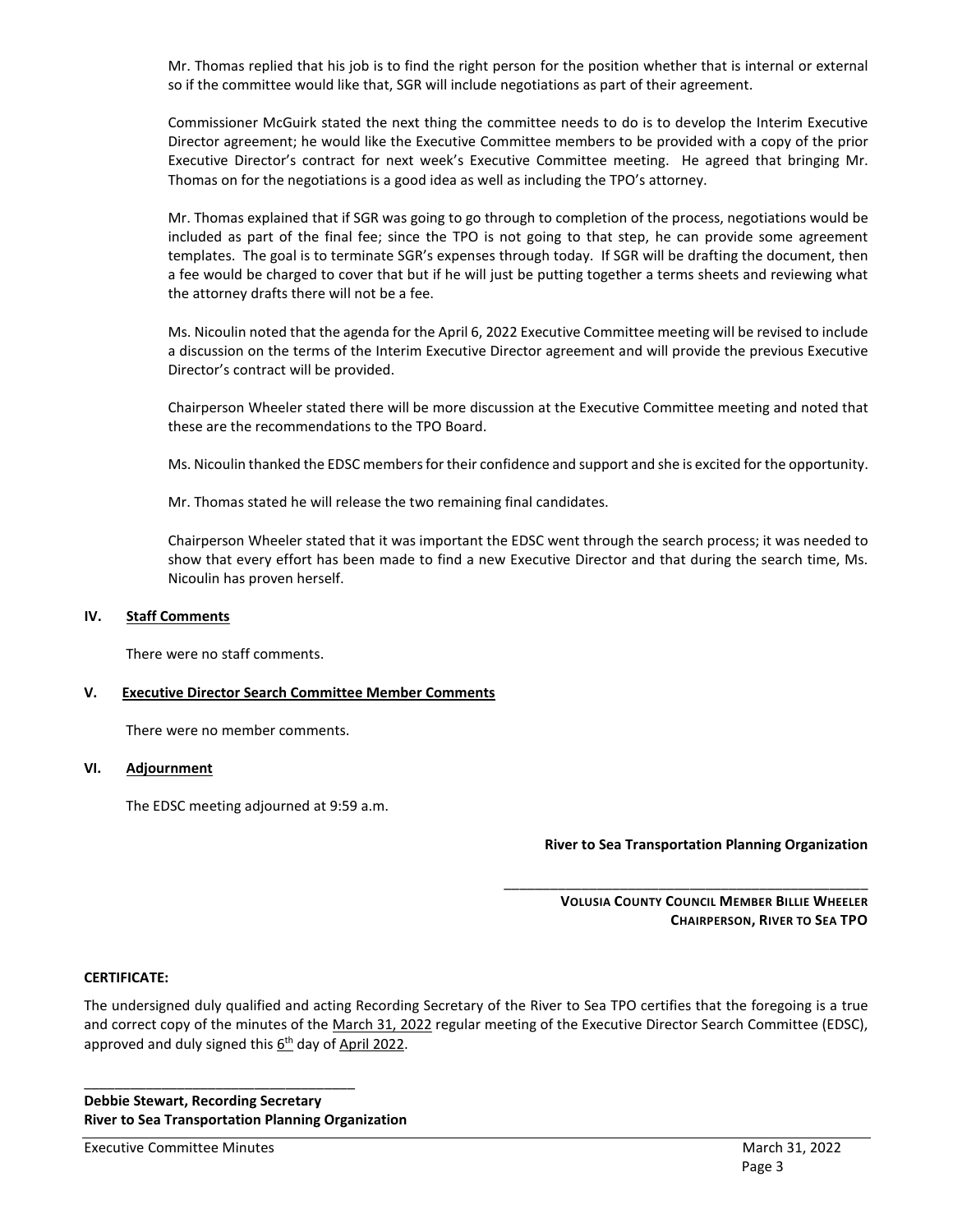Mr. Thomas replied that his job is to find the right person for the position whether that is internal or external so if the committee would like that, SGR will include negotiations as part of their agreement.

Commissioner McGuirk stated the next thing the committee needs to do is to develop the Interim Executive Director agreement; he would like the Executive Committee members to be provided with a copy of the prior Executive Director's contract for next week's Executive Committee meeting. He agreed that bringing Mr. Thomas on for the negotiations is a good idea as well as including the TPO's attorney.

Mr. Thomas explained that if SGR was going to go through to completion of the process, negotiations would be included as part of the final fee; since the TPO is not going to that step, he can provide some agreement templates. The goal is to terminate SGR's expenses through today. If SGR will be drafting the document, then a fee would be charged to cover that but if he will just be putting together a terms sheets and reviewing what the attorney drafts there will not be a fee.

Ms. Nicoulin noted that the agenda for the April 6, 2022 Executive Committee meeting will be revised to include a discussion on the terms of the Interim Executive Director agreement and will provide the previous Executive Director's contract will be provided.

Chairperson Wheeler stated there will be more discussion at the Executive Committee meeting and noted that these are the recommendations to the TPO Board.

Ms. Nicoulin thanked the EDSC members for their confidence and support and she is excited for the opportunity.

Mr. Thomas stated he will release the two remaining final candidates.

Chairperson Wheeler stated that it was important the EDSC went through the search process; it was needed to show that every effort has been made to find a new Executive Director and that during the search time, Ms. Nicoulin has proven herself.

## IV. Staff Comments

There were no staff comments.

## V. Executive Director Search Committee Member Comments

There were no member comments.

## VI. Adjournment

The EDSC meeting adjourned at 9:59 a.m.

**River to Sea Transportation Planning Organization**

\_\_\_\_\_\_\_\_\_\_\_\_\_\_\_\_\_\_\_\_\_\_\_\_\_\_\_\_\_\_\_\_\_\_\_\_\_\_\_\_\_\_\_\_\_\_\_\_

**VOLUSIA COUNTY COUNCIL MEMBER BILLIE WHEELER**
**CHAIRPERSON, RIVER TO SEA TPO**

**CERTIFICATE:**

The undersigned duly qualified and acting Recording Secretary of the River to Sea TPO certifies that the foregoing is a true and correct copy of the minutes of the March 31, 2022 regular meeting of the Executive Director Search Committee (EDSC), approved and duly signed this 6th day of April 2022.

\_\_\_\_\_\_\_\_\_\_\_\_\_\_\_\_\_\_\_\_\_\_\_\_\_\_\_\_\_\_\_\_\_\_\_\_

**Debbie Stewart, Recording Secretary**
**River to Sea Transportation Planning Organization**